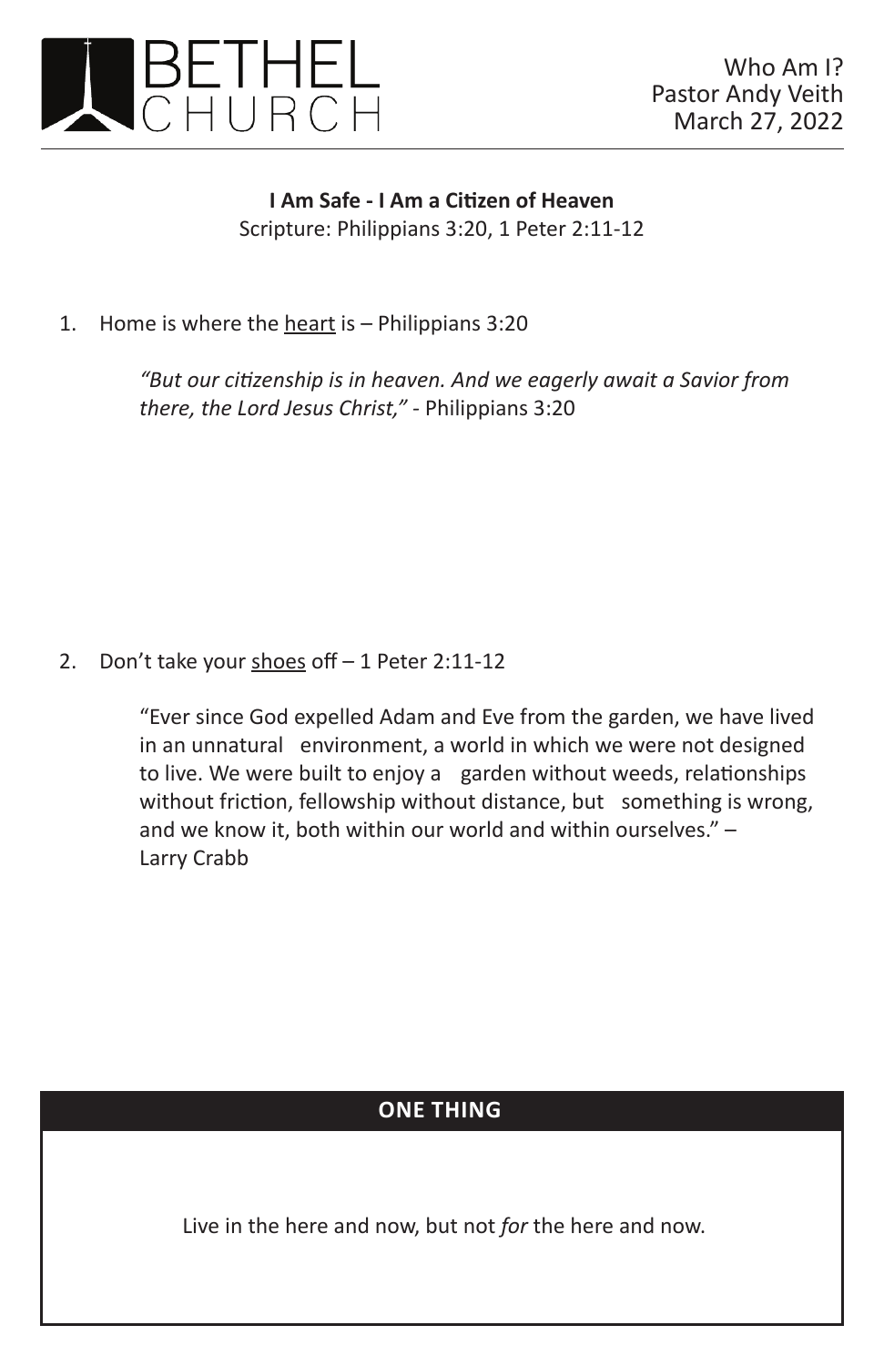# BETHEL CHURCH

Who Am I?
Pastor Andy Veith
March 27, 2022

---

**I Am Safe - I Am a Citizen of Heaven**
Scripture: Philippians 3:20, 1 Peter 2:11-12

1. Home is where the heart is – Philippians 3:20

   *"But our citizenship is in heaven. And we eagerly await a Savior from there, the Lord Jesus Christ,"* - Philippians 3:20

2. Don't take your shoes off – 1 Peter 2:11-12

   "Ever since God expelled Adam and Eve from the garden, we have lived in an unnatural environment, a world in which we were not designed to live. We were built to enjoy a garden without weeds, relationships without friction, fellowship without distance, but something is wrong, and we know it, both within our world and within ourselves." – Larry Crabb

## ONE THING

Live in the here and now, but not *for* the here and now.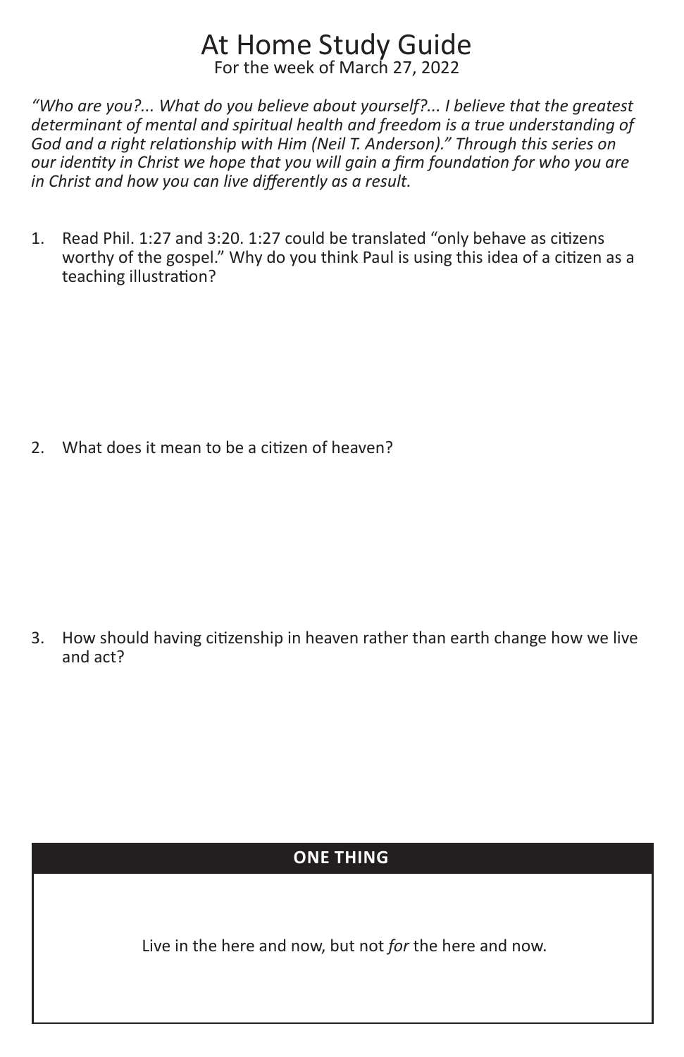# At Home Study Guide

For the week of March 27, 2022

*"Who are you?... What do you believe about yourself?... I believe that the greatest determinant of mental and spiritual health and freedom is a true understanding of God and a right relationship with Him (Neil T. Anderson)." Through this series on our identity in Christ we hope that you will gain a firm foundation for who you are in Christ and how you can live differently as a result.*

1. Read Phil. 1:27 and 3:20. 1:27 could be translated "only behave as citizens worthy of the gospel." Why do you think Paul is using this idea of a citizen as a teaching illustration?

2. What does it mean to be a citizen of heaven?

3. How should having citizenship in heaven rather than earth change how we live and act?

**ONE THING**

Live in the here and now, but not *for* the here and now.